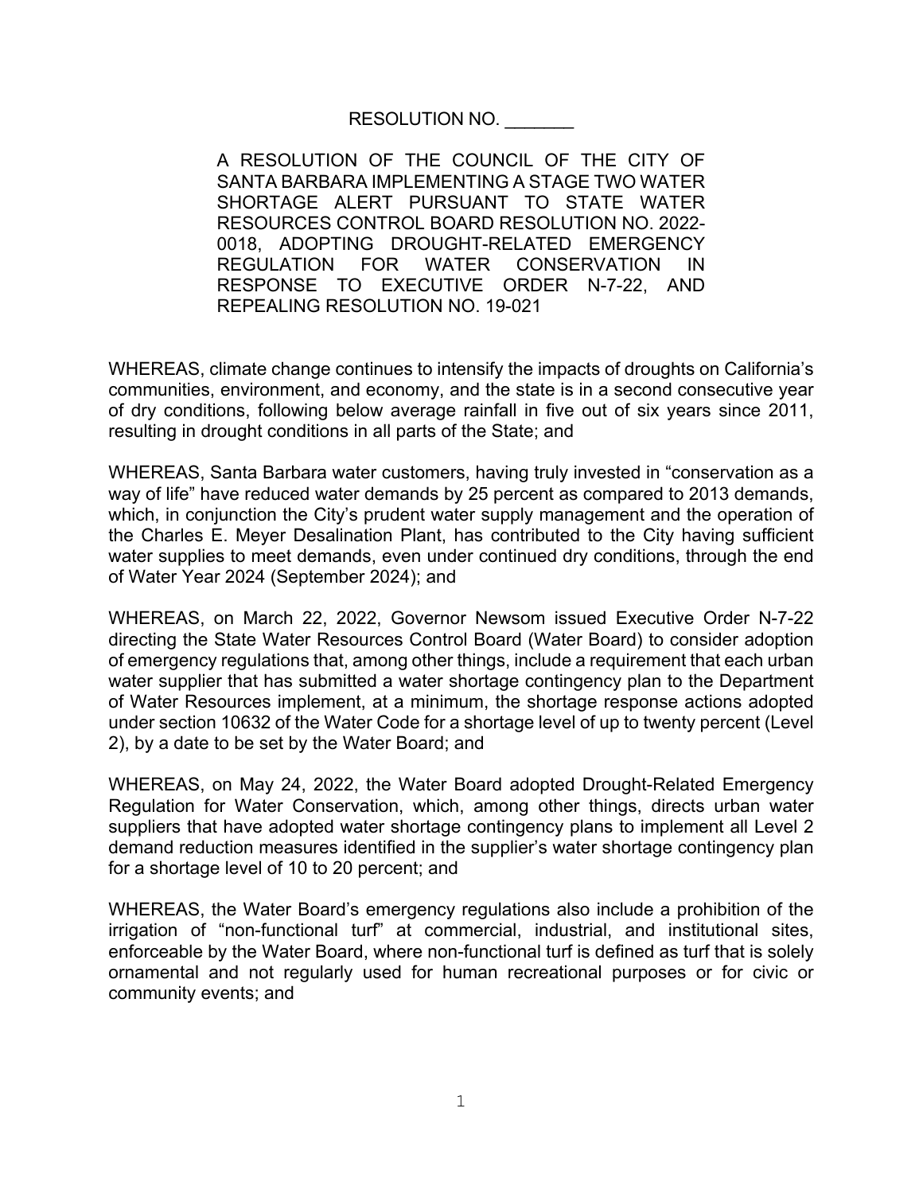RESOLUTION NO. _______

A RESOLUTION OF THE COUNCIL OF THE CITY OF SANTA BARBARA IMPLEMENTING A STAGE TWO WATER SHORTAGE ALERT PURSUANT TO STATE WATER RESOURCES CONTROL BOARD RESOLUTION NO. 2022-0018, ADOPTING DROUGHT-RELATED EMERGENCY REGULATION FOR WATER CONSERVATION IN RESPONSE TO EXECUTIVE ORDER N-7-22, AND REPEALING RESOLUTION NO. 19-021

WHEREAS, climate change continues to intensify the impacts of droughts on California's communities, environment, and economy, and the state is in a second consecutive year of dry conditions, following below average rainfall in five out of six years since 2011, resulting in drought conditions in all parts of the State; and

WHEREAS, Santa Barbara water customers, having truly invested in "conservation as a way of life" have reduced water demands by 25 percent as compared to 2013 demands, which, in conjunction the City's prudent water supply management and the operation of the Charles E. Meyer Desalination Plant, has contributed to the City having sufficient water supplies to meet demands, even under continued dry conditions, through the end of Water Year 2024 (September 2024); and

WHEREAS, on March 22, 2022, Governor Newsom issued Executive Order N-7-22 directing the State Water Resources Control Board (Water Board) to consider adoption of emergency regulations that, among other things, include a requirement that each urban water supplier that has submitted a water shortage contingency plan to the Department of Water Resources implement, at a minimum, the shortage response actions adopted under section 10632 of the Water Code for a shortage level of up to twenty percent (Level 2), by a date to be set by the Water Board; and

WHEREAS, on May 24, 2022, the Water Board adopted Drought-Related Emergency Regulation for Water Conservation, which, among other things, directs urban water suppliers that have adopted water shortage contingency plans to implement all Level 2 demand reduction measures identified in the supplier's water shortage contingency plan for a shortage level of 10 to 20 percent; and

WHEREAS, the Water Board's emergency regulations also include a prohibition of the irrigation of "non-functional turf" at commercial, industrial, and institutional sites, enforceable by the Water Board, where non-functional turf is defined as turf that is solely ornamental and not regularly used for human recreational purposes or for civic or community events; and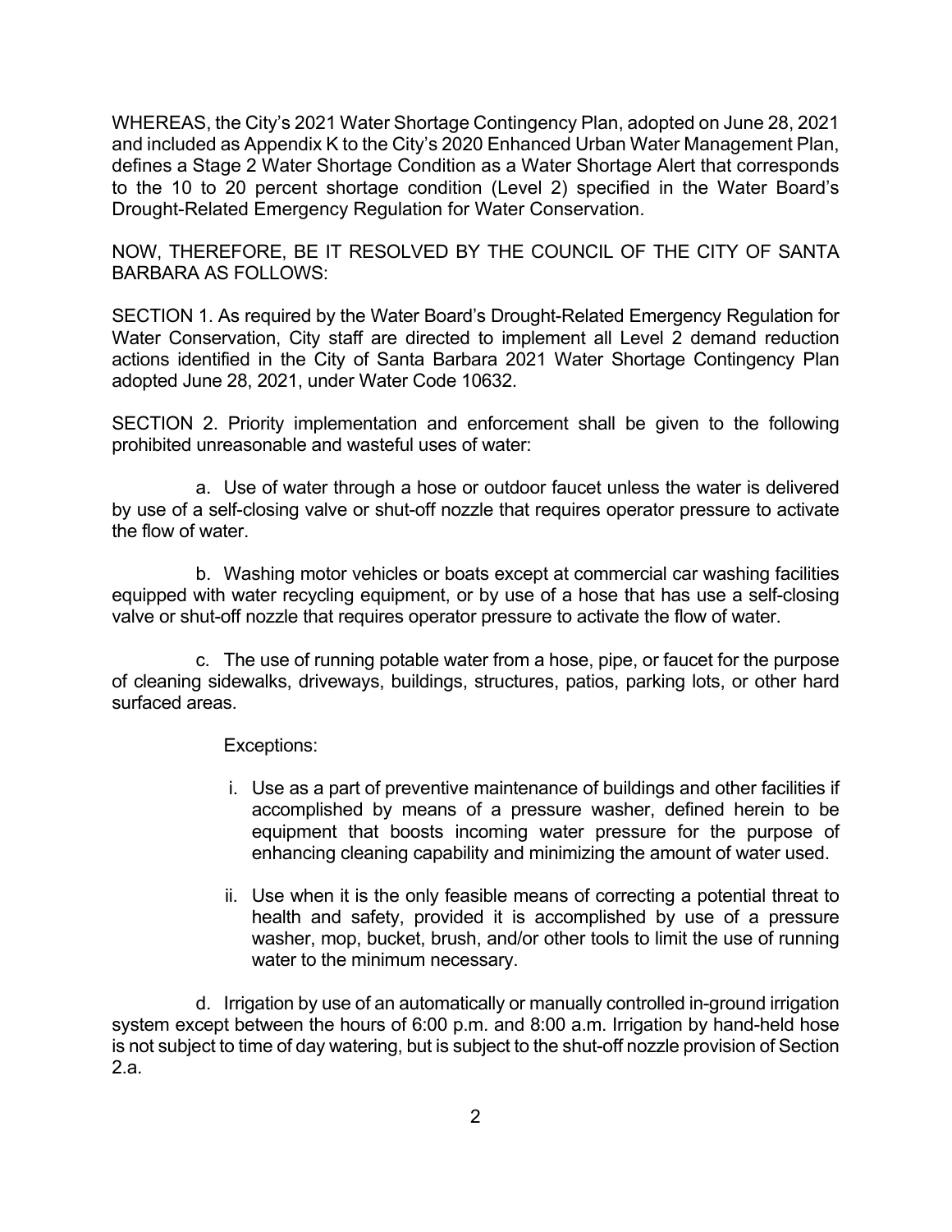WHEREAS, the City's 2021 Water Shortage Contingency Plan, adopted on June 28, 2021 and included as Appendix K to the City's 2020 Enhanced Urban Water Management Plan, defines a Stage 2 Water Shortage Condition as a Water Shortage Alert that corresponds to the 10 to 20 percent shortage condition (Level 2) specified in the Water Board's Drought-Related Emergency Regulation for Water Conservation.

NOW, THEREFORE, BE IT RESOLVED BY THE COUNCIL OF THE CITY OF SANTA BARBARA AS FOLLOWS:

SECTION 1. As required by the Water Board's Drought-Related Emergency Regulation for Water Conservation, City staff are directed to implement all Level 2 demand reduction actions identified in the City of Santa Barbara 2021 Water Shortage Contingency Plan adopted June 28, 2021, under Water Code 10632.

SECTION 2. Priority implementation and enforcement shall be given to the following prohibited unreasonable and wasteful uses of water:

a. Use of water through a hose or outdoor faucet unless the water is delivered by use of a self-closing valve or shut-off nozzle that requires operator pressure to activate the flow of water.

b. Washing motor vehicles or boats except at commercial car washing facilities equipped with water recycling equipment, or by use of a hose that has use a self-closing valve or shut-off nozzle that requires operator pressure to activate the flow of water.

c. The use of running potable water from a hose, pipe, or faucet for the purpose of cleaning sidewalks, driveways, buildings, structures, patios, parking lots, or other hard surfaced areas.

Exceptions:

i. Use as a part of preventive maintenance of buildings and other facilities if accomplished by means of a pressure washer, defined herein to be equipment that boosts incoming water pressure for the purpose of enhancing cleaning capability and minimizing the amount of water used.

ii. Use when it is the only feasible means of correcting a potential threat to health and safety, provided it is accomplished by use of a pressure washer, mop, bucket, brush, and/or other tools to limit the use of running water to the minimum necessary.

d. Irrigation by use of an automatically or manually controlled in-ground irrigation system except between the hours of 6:00 p.m. and 8:00 a.m. Irrigation by hand-held hose is not subject to time of day watering, but is subject to the shut-off nozzle provision of Section 2.a.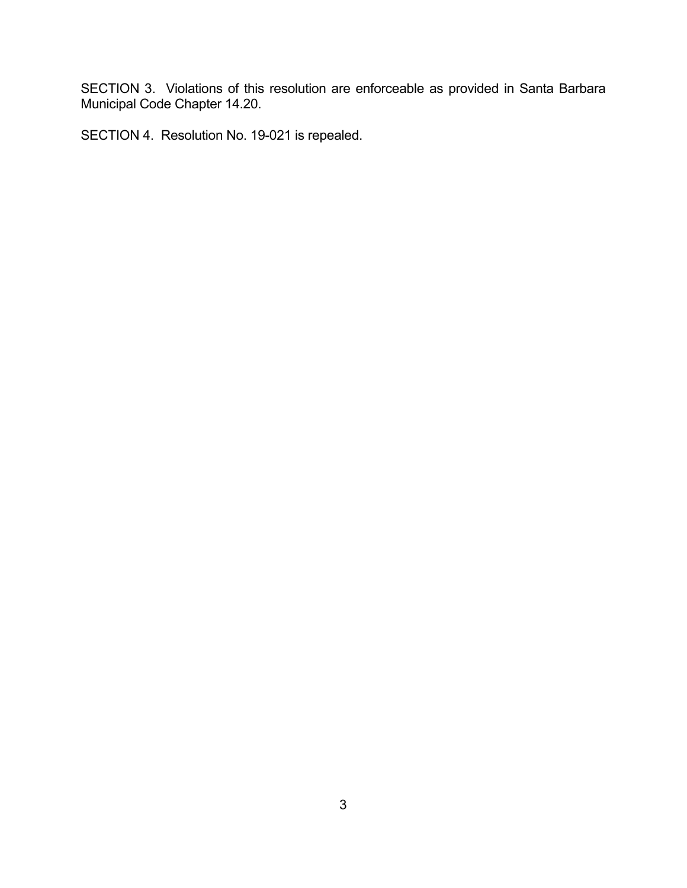SECTION 3. Violations of this resolution are enforceable as provided in Santa Barbara Municipal Code Chapter 14.20.

SECTION 4. Resolution No. 19-021 is repealed.